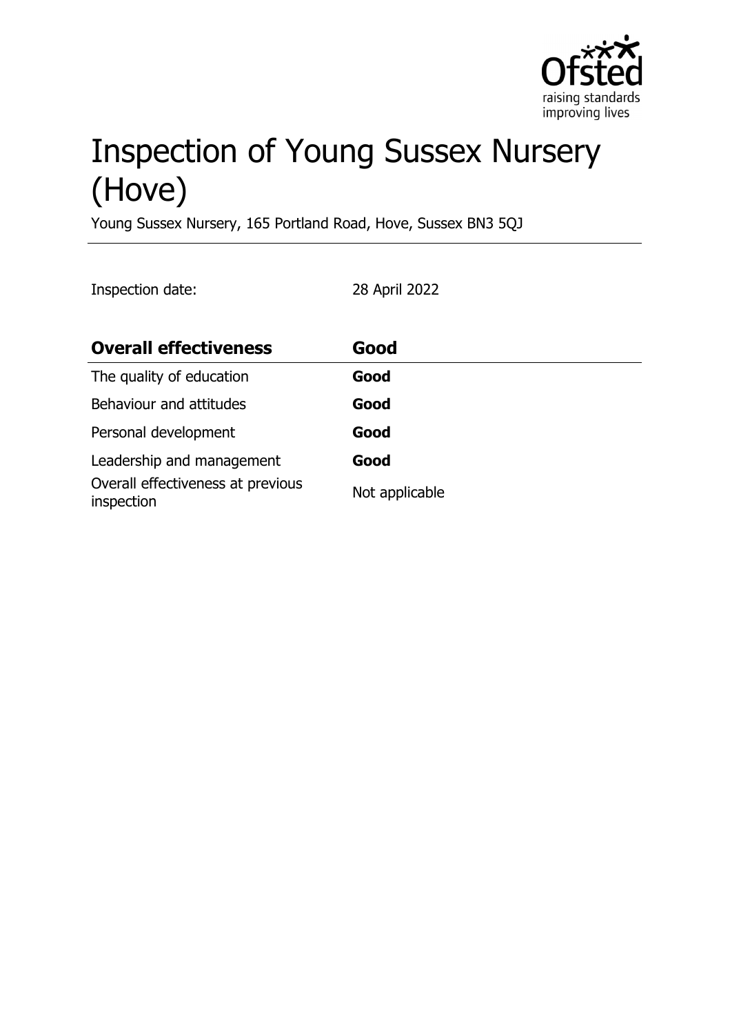# Inspection of Young Sussex Nursery (Hove)

Young Sussex Nursery, 165 Portland Road, Hove, Sussex BN3 5QJ

Inspection date: 28 April 2022

| **Overall effectiveness** | **Good** |
|---|---|
| The quality of education | **Good** |
| Behaviour and attitudes | **Good** |
| Personal development | **Good** |
| Leadership and management | **Good** |
| Overall effectiveness at previous inspection | Not applicable |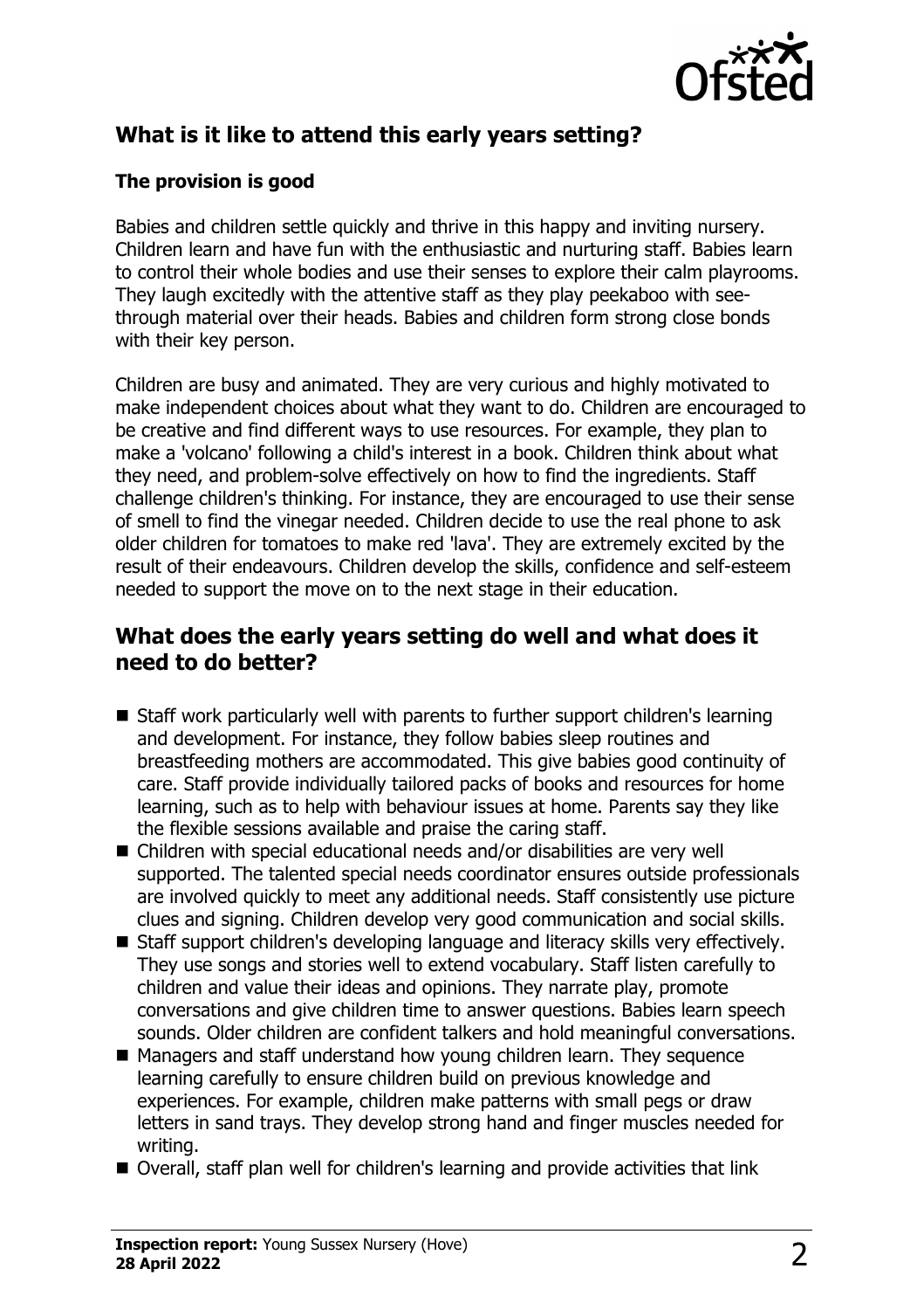## What is it like to attend this early years setting?

### The provision is good

Babies and children settle quickly and thrive in this happy and inviting nursery. Children learn and have fun with the enthusiastic and nurturing staff. Babies learn to control their whole bodies and use their senses to explore their calm playrooms. They laugh excitedly with the attentive staff as they play peekaboo with see-through material over their heads. Babies and children form strong close bonds with their key person.

Children are busy and animated. They are very curious and highly motivated to make independent choices about what they want to do. Children are encouraged to be creative and find different ways to use resources. For example, they plan to make a 'volcano' following a child's interest in a book. Children think about what they need, and problem-solve effectively on how to find the ingredients. Staff challenge children's thinking. For instance, they are encouraged to use their sense of smell to find the vinegar needed. Children decide to use the real phone to ask older children for tomatoes to make red 'lava'. They are extremely excited by the result of their endeavours. Children develop the skills, confidence and self-esteem needed to support the move on to the next stage in their education.

## What does the early years setting do well and what does it need to do better?

- Staff work particularly well with parents to further support children's learning and development. For instance, they follow babies sleep routines and breastfeeding mothers are accommodated. This give babies good continuity of care. Staff provide individually tailored packs of books and resources for home learning, such as to help with behaviour issues at home. Parents say they like the flexible sessions available and praise the caring staff.
- Children with special educational needs and/or disabilities are very well supported. The talented special needs coordinator ensures outside professionals are involved quickly to meet any additional needs. Staff consistently use picture clues and signing. Children develop very good communication and social skills.
- Staff support children's developing language and literacy skills very effectively. They use songs and stories well to extend vocabulary. Staff listen carefully to children and value their ideas and opinions. They narrate play, promote conversations and give children time to answer questions. Babies learn speech sounds. Older children are confident talkers and hold meaningful conversations.
- Managers and staff understand how young children learn. They sequence learning carefully to ensure children build on previous knowledge and experiences. For example, children make patterns with small pegs or draw letters in sand trays. They develop strong hand and finger muscles needed for writing.
- Overall, staff plan well for children's learning and provide activities that link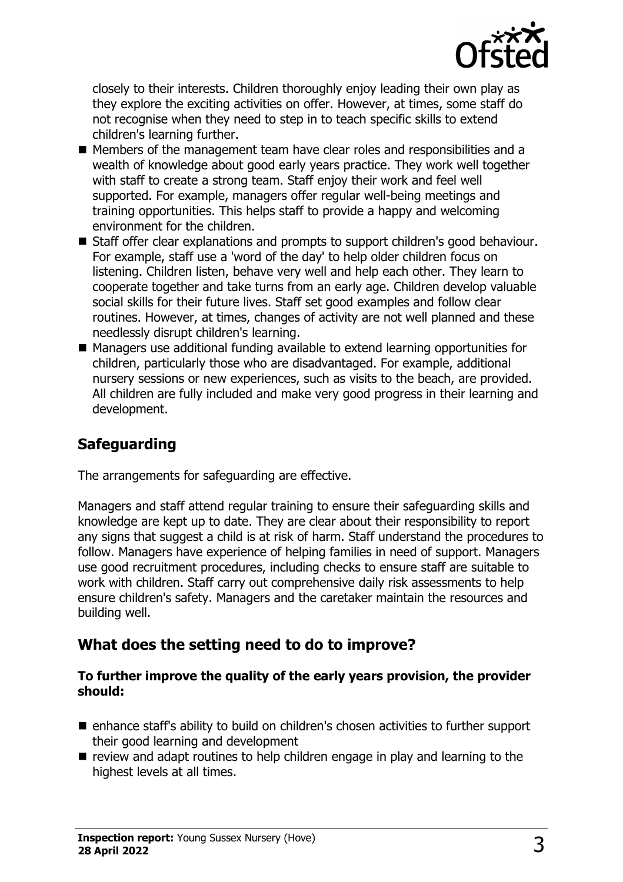closely to their interests. Children thoroughly enjoy leading their own play as they explore the exciting activities on offer. However, at times, some staff do not recognise when they need to step in to teach specific skills to extend children's learning further.

- Members of the management team have clear roles and responsibilities and a wealth of knowledge about good early years practice. They work well together with staff to create a strong team. Staff enjoy their work and feel well supported. For example, managers offer regular well-being meetings and training opportunities. This helps staff to provide a happy and welcoming environment for the children.
- Staff offer clear explanations and prompts to support children's good behaviour. For example, staff use a 'word of the day' to help older children focus on listening. Children listen, behave very well and help each other. They learn to cooperate together and take turns from an early age. Children develop valuable social skills for their future lives. Staff set good examples and follow clear routines. However, at times, changes of activity are not well planned and these needlessly disrupt children's learning.
- Managers use additional funding available to extend learning opportunities for children, particularly those who are disadvantaged. For example, additional nursery sessions or new experiences, such as visits to the beach, are provided. All children are fully included and make very good progress in their learning and development.

## Safeguarding

The arrangements for safeguarding are effective.

Managers and staff attend regular training to ensure their safeguarding skills and knowledge are kept up to date. They are clear about their responsibility to report any signs that suggest a child is at risk of harm. Staff understand the procedures to follow. Managers have experience of helping families in need of support. Managers use good recruitment procedures, including checks to ensure staff are suitable to work with children. Staff carry out comprehensive daily risk assessments to help ensure children's safety. Managers and the caretaker maintain the resources and building well.

## What does the setting need to do to improve?

**To further improve the quality of the early years provision, the provider should:**

- enhance staff's ability to build on children's chosen activities to further support their good learning and development
- review and adapt routines to help children engage in play and learning to the highest levels at all times.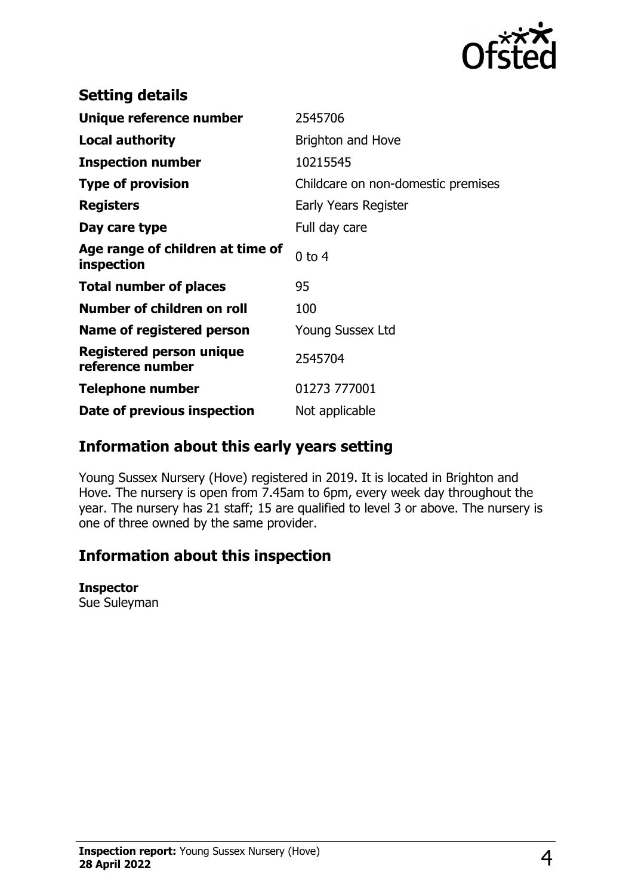## Setting details

| | |
|---|---|
| **Unique reference number** | 2545706 |
| **Local authority** | Brighton and Hove |
| **Inspection number** | 10215545 |
| **Type of provision** | Childcare on non-domestic premises |
| **Registers** | Early Years Register |
| **Day care type** | Full day care |
| **Age range of children at time of inspection** | 0 to 4 |
| **Total number of places** | 95 |
| **Number of children on roll** | 100 |
| **Name of registered person** | Young Sussex Ltd |
| **Registered person unique reference number** | 2545704 |
| **Telephone number** | 01273 777001 |
| **Date of previous inspection** | Not applicable |

## Information about this early years setting

Young Sussex Nursery (Hove) registered in 2019. It is located in Brighton and Hove. The nursery is open from 7.45am to 6pm, every week day throughout the year. The nursery has 21 staff; 15 are qualified to level 3 or above. The nursery is one of three owned by the same provider.

## Information about this inspection

**Inspector**
Sue Suleyman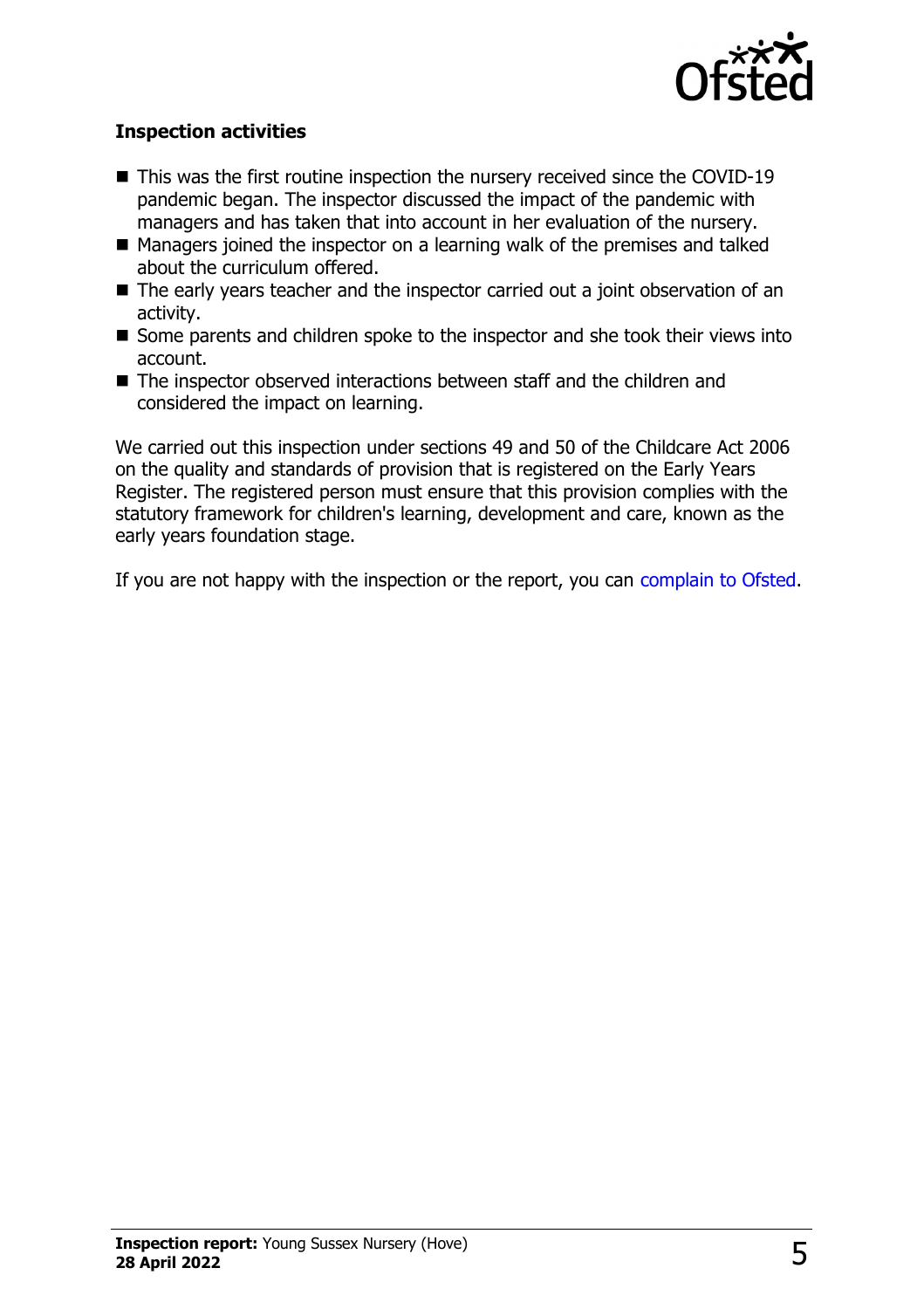### Inspection activities

- This was the first routine inspection the nursery received since the COVID-19 pandemic began. The inspector discussed the impact of the pandemic with managers and has taken that into account in her evaluation of the nursery.
- Managers joined the inspector on a learning walk of the premises and talked about the curriculum offered.
- The early years teacher and the inspector carried out a joint observation of an activity.
- Some parents and children spoke to the inspector and she took their views into account.
- The inspector observed interactions between staff and the children and considered the impact on learning.

We carried out this inspection under sections 49 and 50 of the Childcare Act 2006 on the quality and standards of provision that is registered on the Early Years Register. The registered person must ensure that this provision complies with the statutory framework for children's learning, development and care, known as the early years foundation stage.

If you are not happy with the inspection or the report, you can complain to Ofsted.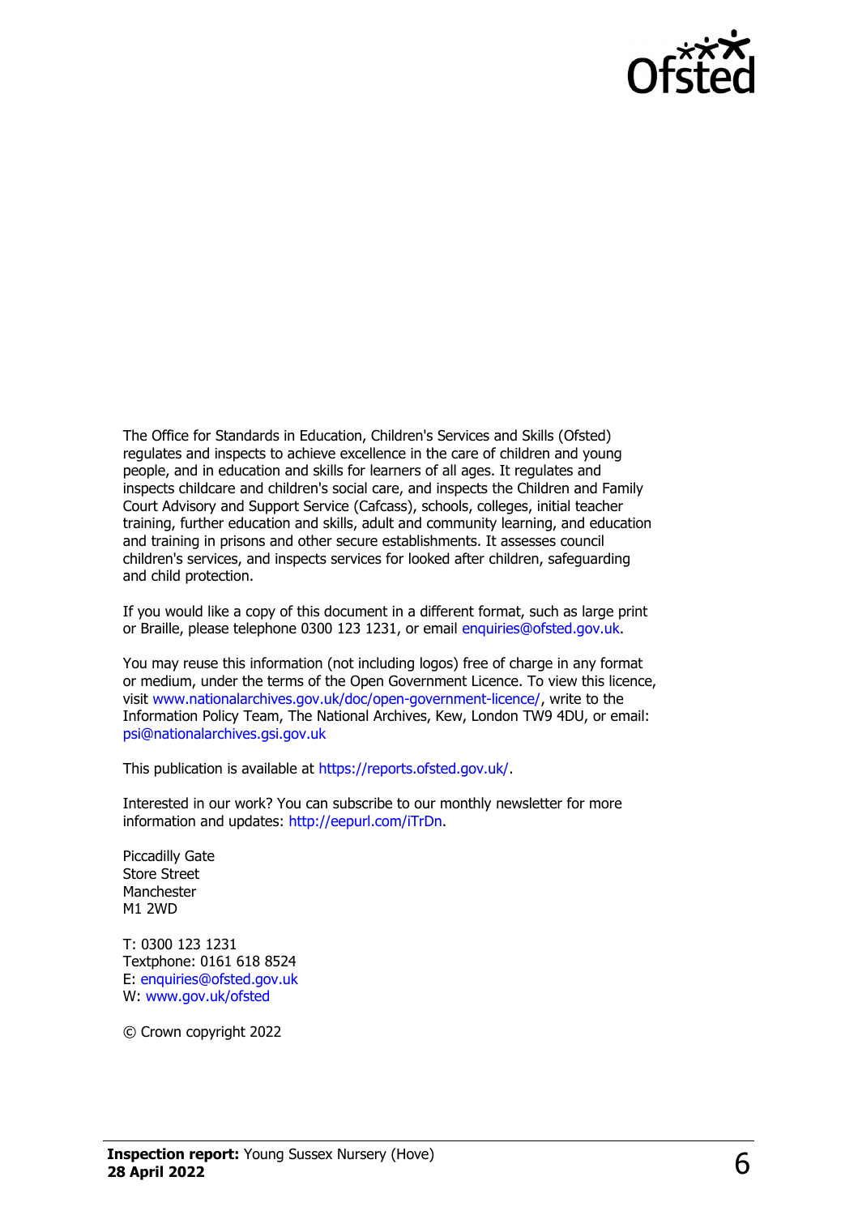The Office for Standards in Education, Children's Services and Skills (Ofsted) regulates and inspects to achieve excellence in the care of children and young people, and in education and skills for learners of all ages. It regulates and inspects childcare and children's social care, and inspects the Children and Family Court Advisory and Support Service (Cafcass), schools, colleges, initial teacher training, further education and skills, adult and community learning, and education and training in prisons and other secure establishments. It assesses council children's services, and inspects services for looked after children, safeguarding and child protection.

If you would like a copy of this document in a different format, such as large print or Braille, please telephone 0300 123 1231, or email enquiries@ofsted.gov.uk.

You may reuse this information (not including logos) free of charge in any format or medium, under the terms of the Open Government Licence. To view this licence, visit www.nationalarchives.gov.uk/doc/open-government-licence/, write to the Information Policy Team, The National Archives, Kew, London TW9 4DU, or email: psi@nationalarchives.gsi.gov.uk

This publication is available at https://reports.ofsted.gov.uk/.

Interested in our work? You can subscribe to our monthly newsletter for more information and updates: http://eepurl.com/iTrDn.

Piccadilly Gate
Store Street
Manchester
M1 2WD

T: 0300 123 1231
Textphone: 0161 618 8524
E: enquiries@ofsted.gov.uk
W: www.gov.uk/ofsted

© Crown copyright 2022